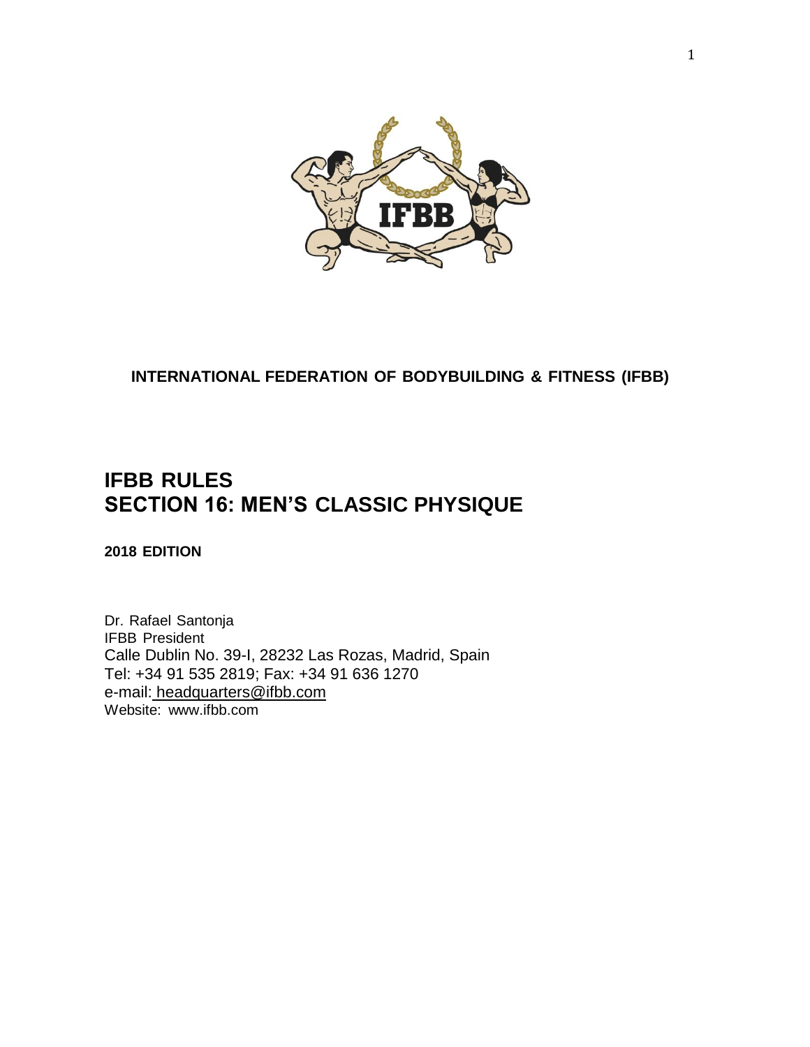**INTERNATIONAL FEDERATION OF BODYBUILDING & FITNESS (IFBB)**

# IFBB RULES
# SECTION 16: MEN'S CLASSIC PHYSIQUE

**2018 EDITION**

Dr. Rafael Santonja
IFBB President
Calle Dublin No. 39-I, 28232 Las Rozas, Madrid, Spain
Tel: +34 91 535 2819; Fax: +34 91 636 1270
e-mail: headquarters@ifbb.com
Website: www.ifbb.com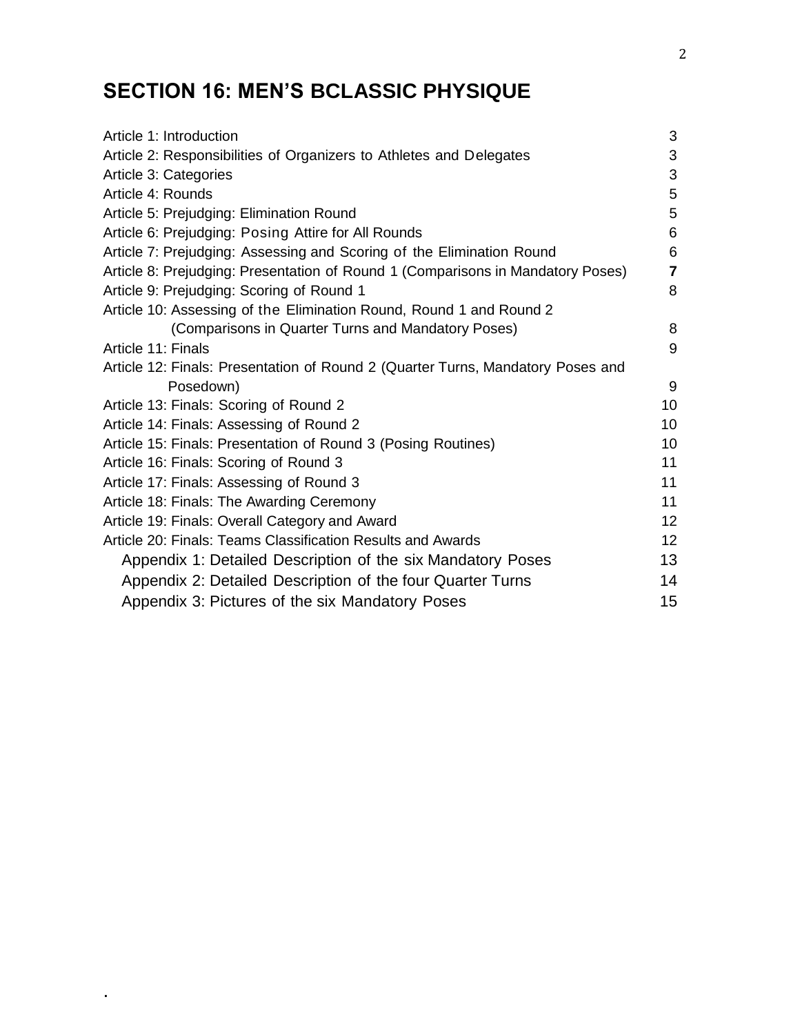# SECTION 16: MEN'S BCLASSIC PHYSIQUE

| | |
|---|---|
| Article 1: Introduction | 3 |
| Article 2: Responsibilities of Organizers to Athletes and Delegates | 3 |
| Article 3: Categories | 3 |
| Article 4: Rounds | 5 |
| Article 5: Prejudging: Elimination Round | 5 |
| Article 6: Prejudging: Posing Attire for All Rounds | 6 |
| Article 7: Prejudging: Assessing and Scoring of the Elimination Round | 6 |
| Article 8: Prejudging: Presentation of Round 1 (Comparisons in Mandatory Poses) | **7** |
| Article 9: Prejudging: Scoring of Round 1 | 8 |
| Article 10: Assessing of the Elimination Round, Round 1 and Round 2 (Comparisons in Quarter Turns and Mandatory Poses) | 8 |
| Article 11: Finals | 9 |
| Article 12: Finals: Presentation of Round 2 (Quarter Turns, Mandatory Poses and Posedown) | 9 |
| Article 13: Finals: Scoring of Round 2 | 10 |
| Article 14: Finals: Assessing of Round 2 | 10 |
| Article 15: Finals: Presentation of Round 3 (Posing Routines) | 10 |
| Article 16: Finals: Scoring of Round 3 | 11 |
| Article 17: Finals: Assessing of Round 3 | 11 |
| Article 18: Finals: The Awarding Ceremony | 11 |
| Article 19: Finals: Overall Category and Award | 12 |
| Article 20: Finals: Teams Classification Results and Awards | 12 |
| Appendix 1: Detailed Description of the six Mandatory Poses | 13 |
| Appendix 2: Detailed Description of the four Quarter Turns | 14 |
| Appendix 3: Pictures of the six Mandatory Poses | 15 |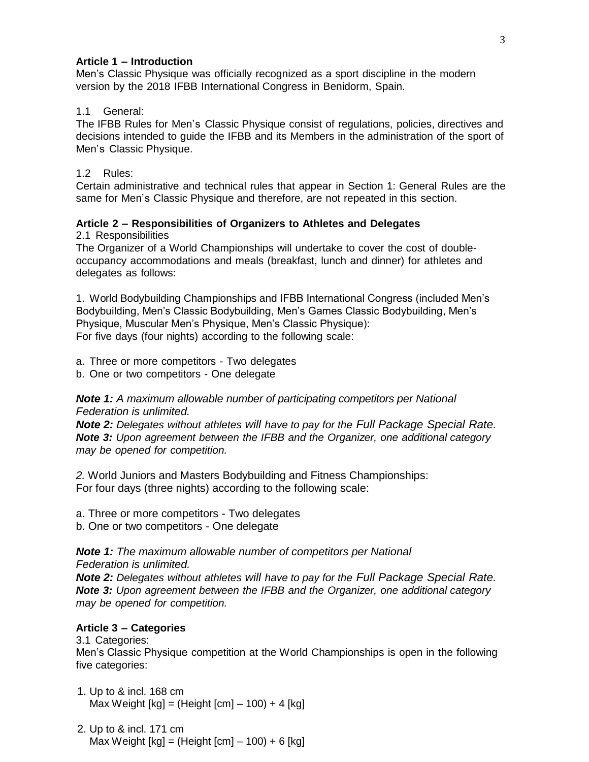**Article 1 – Introduction**

Men's Classic Physique was officially recognized as a sport discipline in the modern version by the 2018 IFBB International Congress in Benidorm, Spain.

1.1 General:

The IFBB Rules for Men's Classic Physique consist of regulations, policies, directives and decisions intended to guide the IFBB and its Members in the administration of the sport of Men's Classic Physique.

1.2 Rules:

Certain administrative and technical rules that appear in Section 1: General Rules are the same for Men's Classic Physique and therefore, are not repeated in this section.

**Article 2 – Responsibilities of Organizers to Athletes and Delegates**

2.1 Responsibilities

The Organizer of a World Championships will undertake to cover the cost of double-occupancy accommodations and meals (breakfast, lunch and dinner) for athletes and delegates as follows:

1. World Bodybuilding Championships and IFBB International Congress (included Men's Bodybuilding, Men's Classic Bodybuilding, Men's Games Classic Bodybuilding, Men's Physique, Muscular Men's Physique, Men's Classic Physique):
For five days (four nights) according to the following scale:

a. Three or more competitors - Two delegates
b. One or two competitors - One delegate

***Note 1:*** *A maximum allowable number of participating competitors per National Federation is unlimited.*
***Note 2:*** *Delegates without athletes will have to pay for the Full Package Special Rate.*
***Note 3:*** *Upon agreement between the IFBB and the Organizer, one additional category may be opened for competition.*

*2.* World Juniors and Masters Bodybuilding and Fitness Championships:
For four days (three nights) according to the following scale:

a. Three or more competitors - Two delegates
b. One or two competitors - One delegate

***Note 1:*** *The maximum allowable number of competitors per National Federation is unlimited.*
***Note 2:*** *Delegates without athletes will have to pay for the Full Package Special Rate.*
***Note 3:*** *Upon agreement between the IFBB and the Organizer, one additional category may be opened for competition.*

**Article 3 – Categories**

3.1 Categories:

Men's Classic Physique competition at the World Championships is open in the following five categories:

1. Up to & incl. 168 cm
   Max Weight [kg] = (Height [cm] – 100) + 4 [kg]

2. Up to & incl. 171 cm
   Max Weight [kg] = (Height [cm] – 100) + 6 [kg]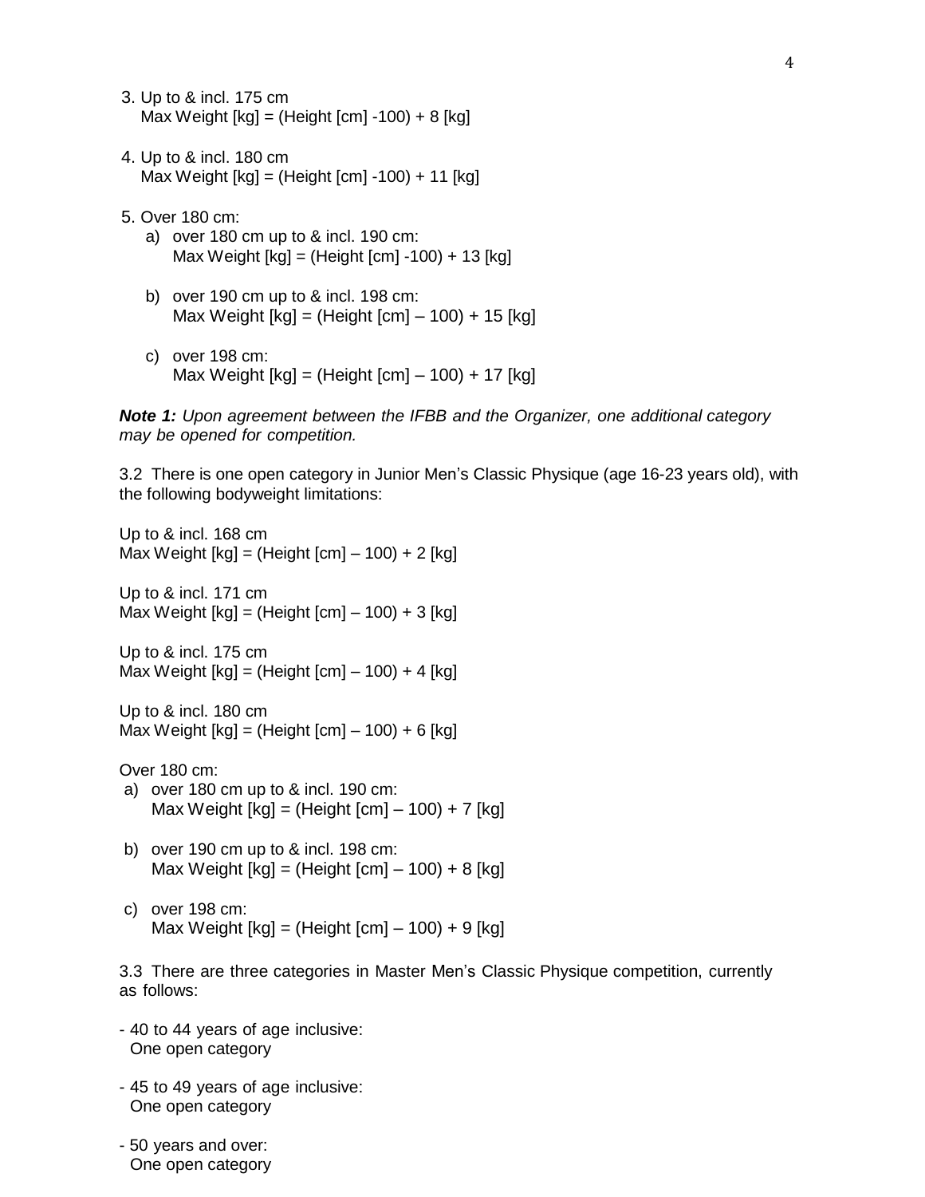3. Up to & incl. 175 cm
   Max Weight [kg] = (Height [cm] -100) + 8 [kg]

4. Up to & incl. 180 cm
   Max Weight [kg] = (Height [cm] -100) + 11 [kg]

5. Over 180 cm:
   a) over 180 cm up to & incl. 190 cm:
      Max Weight [kg] = (Height [cm] -100) + 13 [kg]

   b) over 190 cm up to & incl. 198 cm:
      Max Weight [kg] = (Height [cm] – 100) + 15 [kg]

   c) over 198 cm:
      Max Weight [kg] = (Height [cm] – 100) + 17 [kg]

***Note 1:*** *Upon agreement between the IFBB and the Organizer, one additional category may be opened for competition.*

3.2 There is one open category in Junior Men's Classic Physique (age 16-23 years old), with the following bodyweight limitations:

Up to & incl. 168 cm
Max Weight [kg] = (Height [cm] – 100) + 2 [kg]

Up to & incl. 171 cm
Max Weight [kg] = (Height [cm] – 100) + 3 [kg]

Up to & incl. 175 cm
Max Weight [kg] = (Height [cm] – 100) + 4 [kg]

Up to & incl. 180 cm
Max Weight [kg] = (Height [cm] – 100) + 6 [kg]

Over 180 cm:

a) over 180 cm up to & incl. 190 cm:
   Max Weight [kg] = (Height [cm] – 100) + 7 [kg]

b) over 190 cm up to & incl. 198 cm:
   Max Weight [kg] = (Height [cm] – 100) + 8 [kg]

c) over 198 cm:
   Max Weight [kg] = (Height [cm] – 100) + 9 [kg]

3.3 There are three categories in Master Men's Classic Physique competition, currently as follows:

- 40 to 44 years of age inclusive:
  One open category

- 45 to 49 years of age inclusive:
  One open category

- 50 years and over:
  One open category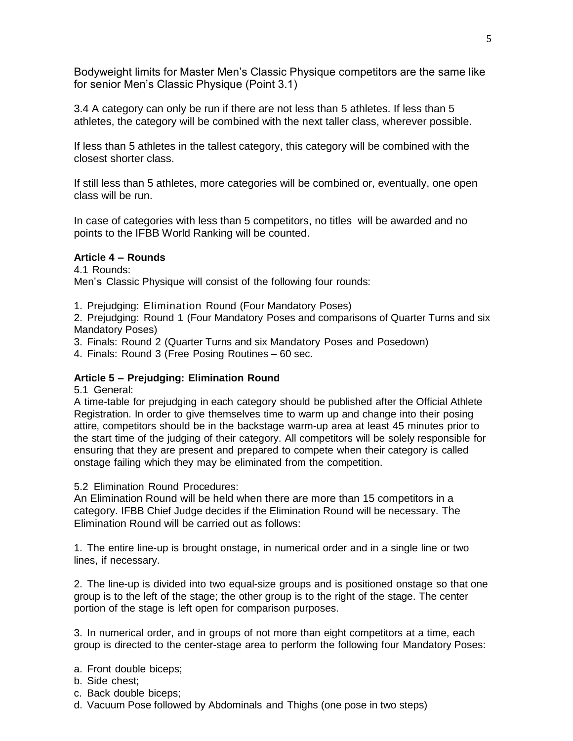Bodyweight limits for Master Men's Classic Physique competitors are the same like for senior Men's Classic Physique (Point 3.1)

3.4 A category can only be run if there are not less than 5 athletes. If less than 5 athletes, the category will be combined with the next taller class, wherever possible.

If less than 5 athletes in the tallest category, this category will be combined with the closest shorter class.

If still less than 5 athletes, more categories will be combined or, eventually, one open class will be run.

In case of categories with less than 5 competitors, no titles will be awarded and no points to the IFBB World Ranking will be counted.

**Article 4 – Rounds**

4.1 Rounds:
Men's Classic Physique will consist of the following four rounds:

1. Prejudging: Elimination Round (Four Mandatory Poses)
2. Prejudging: Round 1 (Four Mandatory Poses and comparisons of Quarter Turns and six Mandatory Poses)
3. Finals: Round 2 (Quarter Turns and six Mandatory Poses and Posedown)
4. Finals: Round 3 (Free Posing Routines – 60 sec.

**Article 5 – Prejudging: Elimination Round**

5.1 General:
A time-table for prejudging in each category should be published after the Official Athlete Registration. In order to give themselves time to warm up and change into their posing attire, competitors should be in the backstage warm-up area at least 45 minutes prior to the start time of the judging of their category. All competitors will be solely responsible for ensuring that they are present and prepared to compete when their category is called onstage failing which they may be eliminated from the competition.

5.2 Elimination Round Procedures:
An Elimination Round will be held when there are more than 15 competitors in a category. IFBB Chief Judge decides if the Elimination Round will be necessary. The Elimination Round will be carried out as follows:

1. The entire line-up is brought onstage, in numerical order and in a single line or two lines, if necessary.

2. The line-up is divided into two equal-size groups and is positioned onstage so that one group is to the left of the stage; the other group is to the right of the stage. The center portion of the stage is left open for comparison purposes.

3. In numerical order, and in groups of not more than eight competitors at a time, each group is directed to the center-stage area to perform the following four Mandatory Poses:

a. Front double biceps;
b. Side chest;
c. Back double biceps;
d. Vacuum Pose followed by Abdominals and Thighs (one pose in two steps)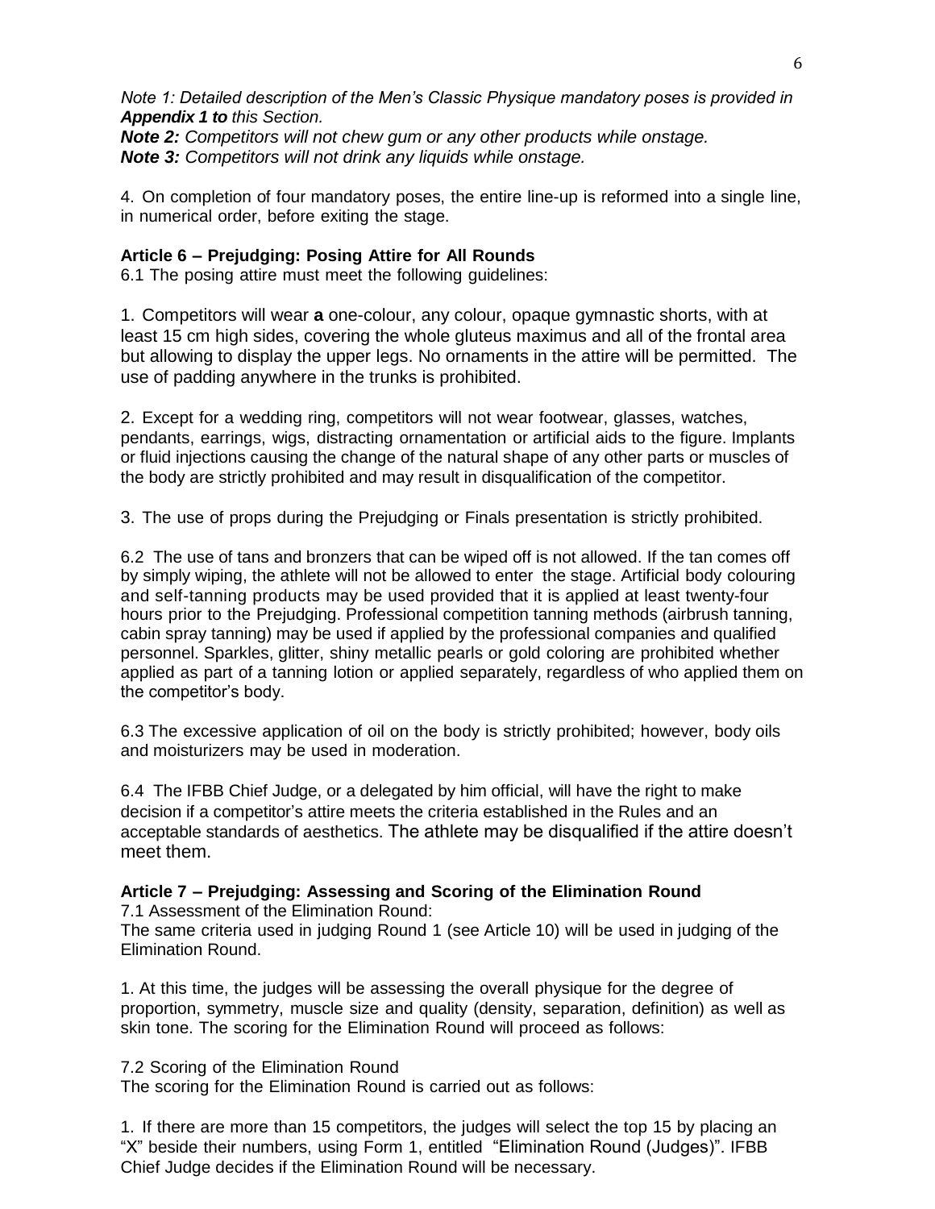*Note 1: Detailed description of the Men's Classic Physique mandatory poses is provided in **Appendix 1 to** this Section.*
***Note 2:*** *Competitors will not chew gum or any other products while onstage.*
***Note 3:*** *Competitors will not drink any liquids while onstage.*

4. On completion of four mandatory poses, the entire line-up is reformed into a single line, in numerical order, before exiting the stage.

**Article 6 – Prejudging: Posing Attire for All Rounds**

6.1 The posing attire must meet the following guidelines:

1. Competitors will wear **a** one-colour, any colour, opaque gymnastic shorts, with at least 15 cm high sides, covering the whole gluteus maximus and all of the frontal area but allowing to display the upper legs. No ornaments in the attire will be permitted. The use of padding anywhere in the trunks is prohibited.

2. Except for a wedding ring, competitors will not wear footwear, glasses, watches, pendants, earrings, wigs, distracting ornamentation or artificial aids to the figure. Implants or fluid injections causing the change of the natural shape of any other parts or muscles of the body are strictly prohibited and may result in disqualification of the competitor.

3. The use of props during the Prejudging or Finals presentation is strictly prohibited.

6.2 The use of tans and bronzers that can be wiped off is not allowed. If the tan comes off by simply wiping, the athlete will not be allowed to enter the stage. Artificial body colouring and self-tanning products may be used provided that it is applied at least twenty-four hours prior to the Prejudging. Professional competition tanning methods (airbrush tanning, cabin spray tanning) may be used if applied by the professional companies and qualified personnel. Sparkles, glitter, shiny metallic pearls or gold coloring are prohibited whether applied as part of a tanning lotion or applied separately, regardless of who applied them on the competitor's body.

6.3 The excessive application of oil on the body is strictly prohibited; however, body oils and moisturizers may be used in moderation.

6.4 The IFBB Chief Judge, or a delegated by him official, will have the right to make decision if a competitor's attire meets the criteria established in the Rules and an acceptable standards of aesthetics. The athlete may be disqualified if the attire doesn't meet them.

**Article 7 – Prejudging: Assessing and Scoring of the Elimination Round**

7.1 Assessment of the Elimination Round:
The same criteria used in judging Round 1 (see Article 10) will be used in judging of the Elimination Round.

1. At this time, the judges will be assessing the overall physique for the degree of proportion, symmetry, muscle size and quality (density, separation, definition) as well as skin tone. The scoring for the Elimination Round will proceed as follows:

7.2 Scoring of the Elimination Round
The scoring for the Elimination Round is carried out as follows:

1. If there are more than 15 competitors, the judges will select the top 15 by placing an "X" beside their numbers, using Form 1, entitled "Elimination Round (Judges)". IFBB Chief Judge decides if the Elimination Round will be necessary.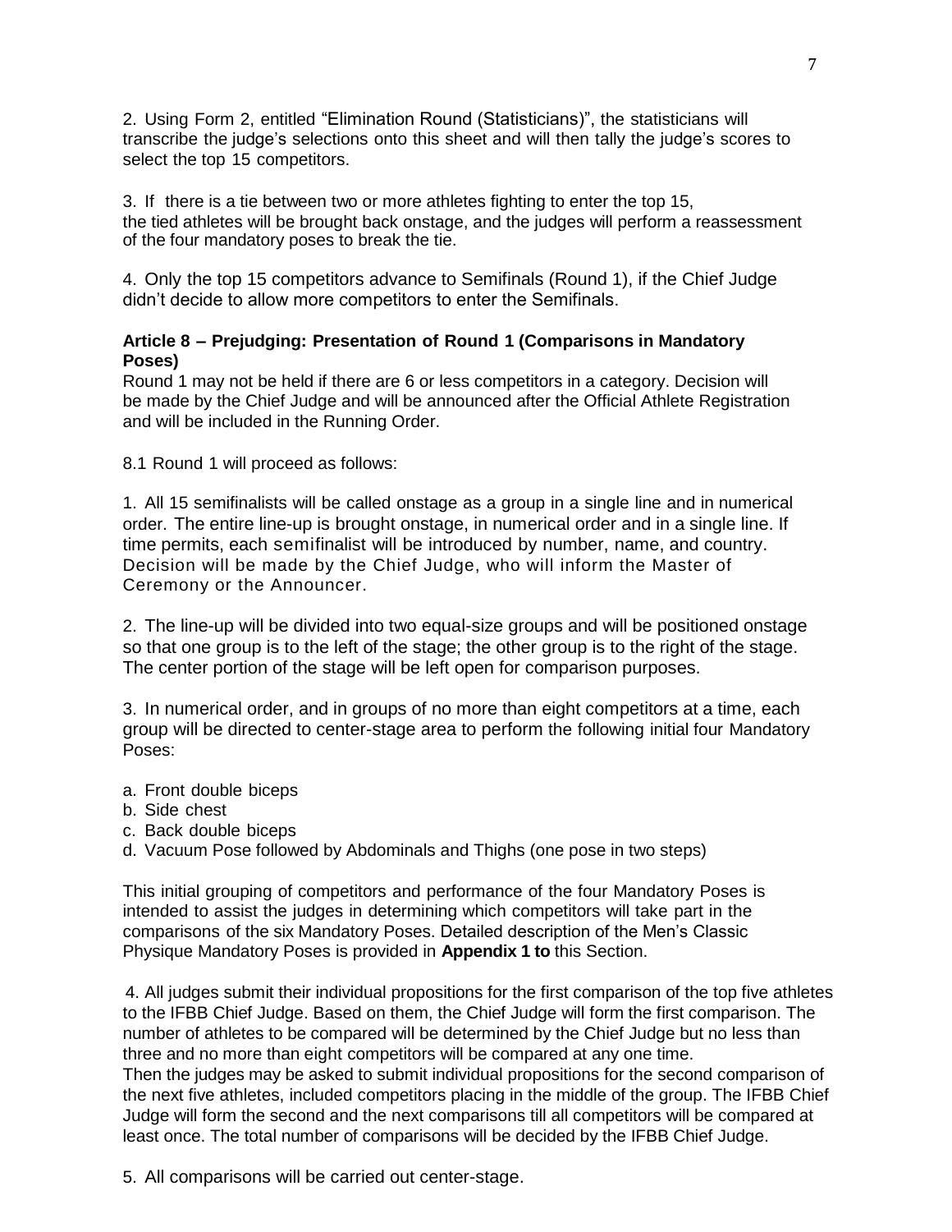2. Using Form 2, entitled "Elimination Round (Statisticians)", the statisticians will transcribe the judge's selections onto this sheet and will then tally the judge's scores to select the top 15 competitors.

3. If there is a tie between two or more athletes fighting to enter the top 15, the tied athletes will be brought back onstage, and the judges will perform a reassessment of the four mandatory poses to break the tie.

4. Only the top 15 competitors advance to Semifinals (Round 1), if the Chief Judge didn't decide to allow more competitors to enter the Semifinals.

### Article 8 – Prejudging: Presentation of Round 1 (Comparisons in Mandatory Poses)

Round 1 may not be held if there are 6 or less competitors in a category. Decision will be made by the Chief Judge and will be announced after the Official Athlete Registration and will be included in the Running Order.

8.1 Round 1 will proceed as follows:

1. All 15 semifinalists will be called onstage as a group in a single line and in numerical order. The entire line-up is brought onstage, in numerical order and in a single line. If time permits, each semifinalist will be introduced by number, name, and country. Decision will be made by the Chief Judge, who will inform the Master of Ceremony or the Announcer.

2. The line-up will be divided into two equal-size groups and will be positioned onstage so that one group is to the left of the stage; the other group is to the right of the stage. The center portion of the stage will be left open for comparison purposes.

3. In numerical order, and in groups of no more than eight competitors at a time, each group will be directed to center-stage area to perform the following initial four Mandatory Poses:

a. Front double biceps
b. Side chest
c. Back double biceps
d. Vacuum Pose followed by Abdominals and Thighs (one pose in two steps)

This initial grouping of competitors and performance of the four Mandatory Poses is intended to assist the judges in determining which competitors will take part in the comparisons of the six Mandatory Poses. Detailed description of the Men's Classic Physique Mandatory Poses is provided in **Appendix 1 to** this Section.

4. All judges submit their individual propositions for the first comparison of the top five athletes to the IFBB Chief Judge. Based on them, the Chief Judge will form the first comparison. The number of athletes to be compared will be determined by the Chief Judge but no less than three and no more than eight competitors will be compared at any one time.
Then the judges may be asked to submit individual propositions for the second comparison of the next five athletes, included competitors placing in the middle of the group. The IFBB Chief Judge will form the second and the next comparisons till all competitors will be compared at least once. The total number of comparisons will be decided by the IFBB Chief Judge.

5. All comparisons will be carried out center-stage.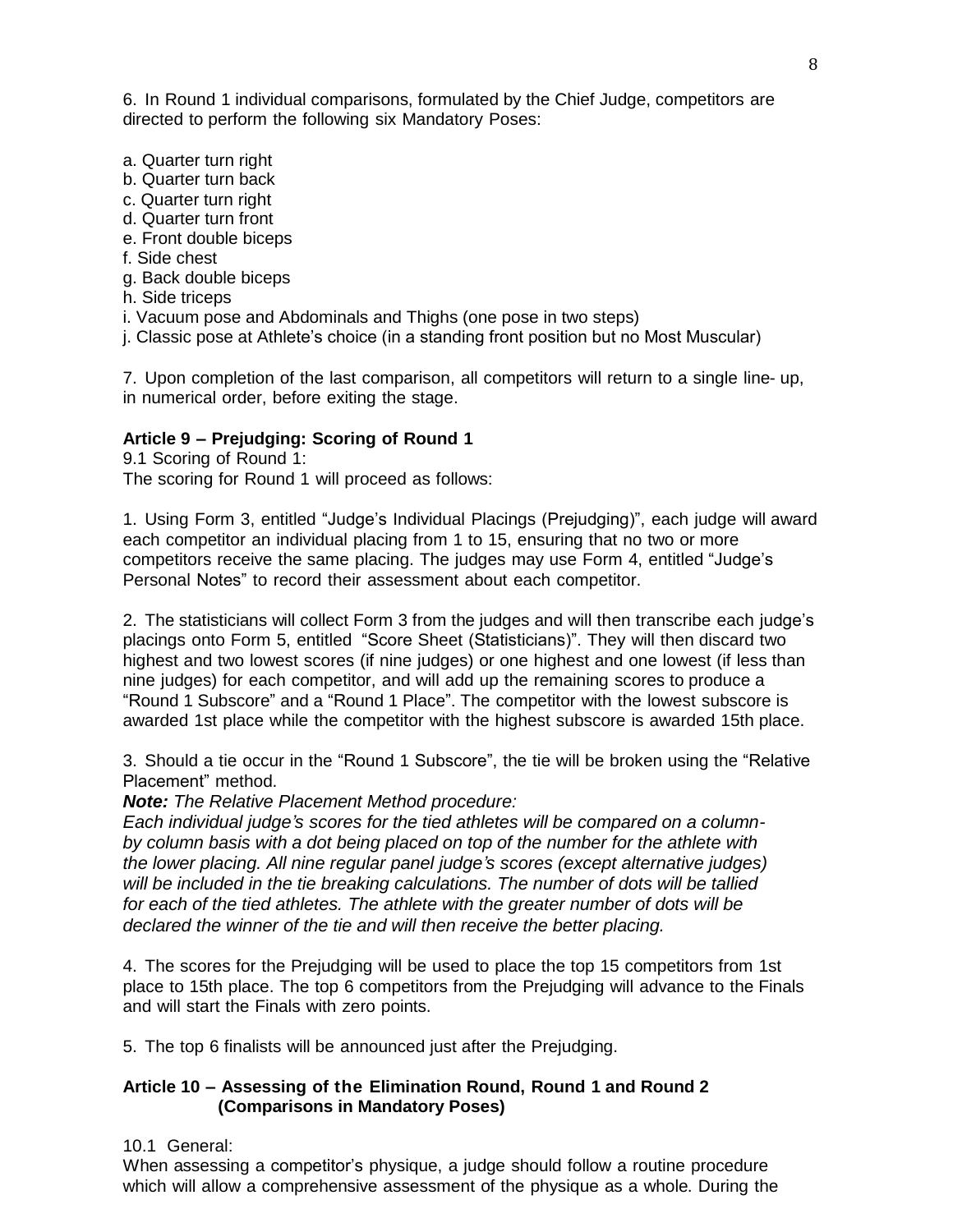6. In Round 1 individual comparisons, formulated by the Chief Judge, competitors are directed to perform the following six Mandatory Poses:

a. Quarter turn right
b. Quarter turn back
c. Quarter turn right
d. Quarter turn front
e. Front double biceps
f. Side chest
g. Back double biceps
h. Side triceps
i. Vacuum pose and Abdominals and Thighs (one pose in two steps)
j. Classic pose at Athlete's choice (in a standing front position but no Most Muscular)

7. Upon completion of the last comparison, all competitors will return to a single line- up, in numerical order, before exiting the stage.

**Article 9 – Prejudging: Scoring of Round 1**

9.1 Scoring of Round 1:
The scoring for Round 1 will proceed as follows:

1. Using Form 3, entitled "Judge's Individual Placings (Prejudging)", each judge will award each competitor an individual placing from 1 to 15, ensuring that no two or more competitors receive the same placing. The judges may use Form 4, entitled "Judge's Personal Notes" to record their assessment about each competitor.

2. The statisticians will collect Form 3 from the judges and will then transcribe each judge's placings onto Form 5, entitled "Score Sheet (Statisticians)". They will then discard two highest and two lowest scores (if nine judges) or one highest and one lowest (if less than nine judges) for each competitor, and will add up the remaining scores to produce a "Round 1 Subscore" and a "Round 1 Place". The competitor with the lowest subscore is awarded 1st place while the competitor with the highest subscore is awarded 15th place.

3. Should a tie occur in the "Round 1 Subscore", the tie will be broken using the "Relative Placement" method.

***Note:*** *The Relative Placement Method procedure:*
*Each individual judge's scores for the tied athletes will be compared on a column-by column basis with a dot being placed on top of the number for the athlete with the lower placing. All nine regular panel judge's scores (except alternative judges) will be included in the tie breaking calculations. The number of dots will be tallied for each of the tied athletes. The athlete with the greater number of dots will be declared the winner of the tie and will then receive the better placing.*

4. The scores for the Prejudging will be used to place the top 15 competitors from 1st place to 15th place. The top 6 competitors from the Prejudging will advance to the Finals and will start the Finals with zero points.

5. The top 6 finalists will be announced just after the Prejudging.

**Article 10 – Assessing of the Elimination Round, Round 1 and Round 2 (Comparisons in Mandatory Poses)**

10.1 General:
When assessing a competitor's physique, a judge should follow a routine procedure which will allow a comprehensive assessment of the physique as a whole. During the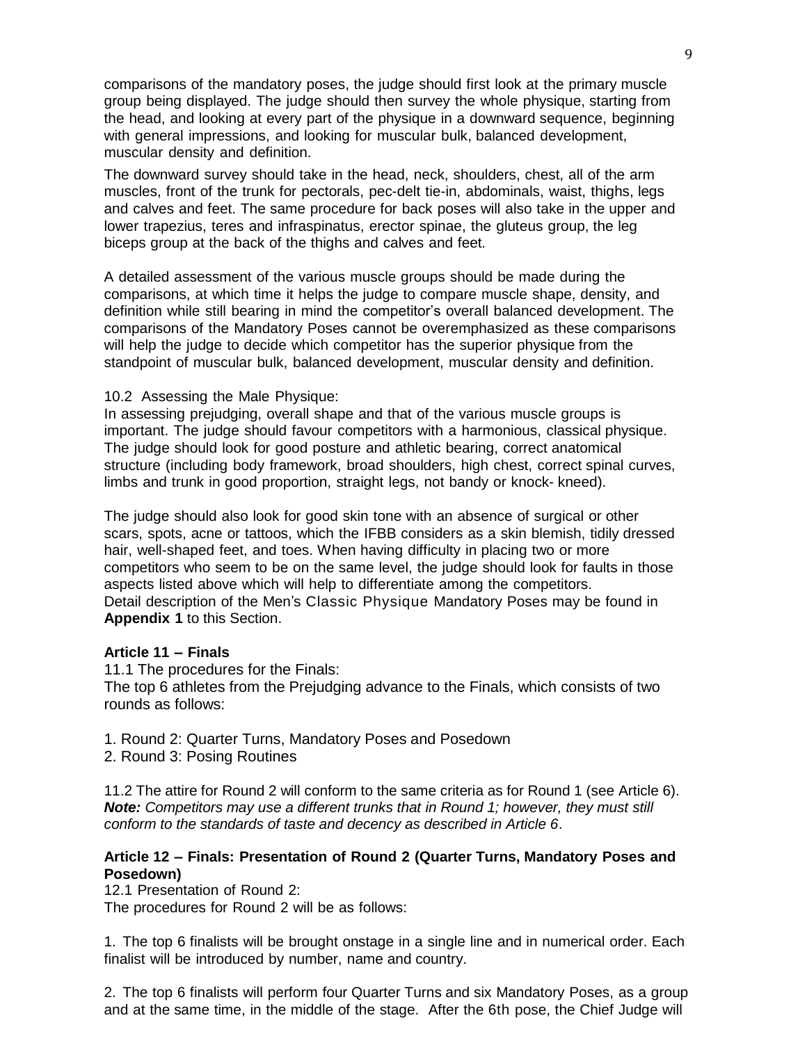comparisons of the mandatory poses, the judge should first look at the primary muscle group being displayed. The judge should then survey the whole physique, starting from the head, and looking at every part of the physique in a downward sequence, beginning with general impressions, and looking for muscular bulk, balanced development, muscular density and definition.

The downward survey should take in the head, neck, shoulders, chest, all of the arm muscles, front of the trunk for pectorals, pec-delt tie-in, abdominals, waist, thighs, legs and calves and feet. The same procedure for back poses will also take in the upper and lower trapezius, teres and infraspinatus, erector spinae, the gluteus group, the leg biceps group at the back of the thighs and calves and feet.

A detailed assessment of the various muscle groups should be made during the comparisons, at which time it helps the judge to compare muscle shape, density, and definition while still bearing in mind the competitor's overall balanced development. The comparisons of the Mandatory Poses cannot be overemphasized as these comparisons will help the judge to decide which competitor has the superior physique from the standpoint of muscular bulk, balanced development, muscular density and definition.

10.2 Assessing the Male Physique:
In assessing prejudging, overall shape and that of the various muscle groups is important. The judge should favour competitors with a harmonious, classical physique. The judge should look for good posture and athletic bearing, correct anatomical structure (including body framework, broad shoulders, high chest, correct spinal curves, limbs and trunk in good proportion, straight legs, not bandy or knock- kneed).

The judge should also look for good skin tone with an absence of surgical or other scars, spots, acne or tattoos, which the IFBB considers as a skin blemish, tidily dressed hair, well-shaped feet, and toes. When having difficulty in placing two or more competitors who seem to be on the same level, the judge should look for faults in those aspects listed above which will help to differentiate among the competitors.
Detail description of the Men's Classic Physique Mandatory Poses may be found in **Appendix 1** to this Section.

**Article 11 – Finals**

11.1 The procedures for the Finals:
The top 6 athletes from the Prejudging advance to the Finals, which consists of two rounds as follows:

1. Round 2: Quarter Turns, Mandatory Poses and Posedown
2. Round 3: Posing Routines

11.2 The attire for Round 2 will conform to the same criteria as for Round 1 (see Article 6).
***Note:*** *Competitors may use a different trunks that in Round 1; however, they must still conform to the standards of taste and decency as described in Article 6*.

**Article 12 – Finals: Presentation of Round 2 (Quarter Turns, Mandatory Poses and Posedown)**

12.1 Presentation of Round 2:
The procedures for Round 2 will be as follows:

1. The top 6 finalists will be brought onstage in a single line and in numerical order. Each finalist will be introduced by number, name and country.

2. The top 6 finalists will perform four Quarter Turns and six Mandatory Poses, as a group and at the same time, in the middle of the stage. After the 6th pose, the Chief Judge will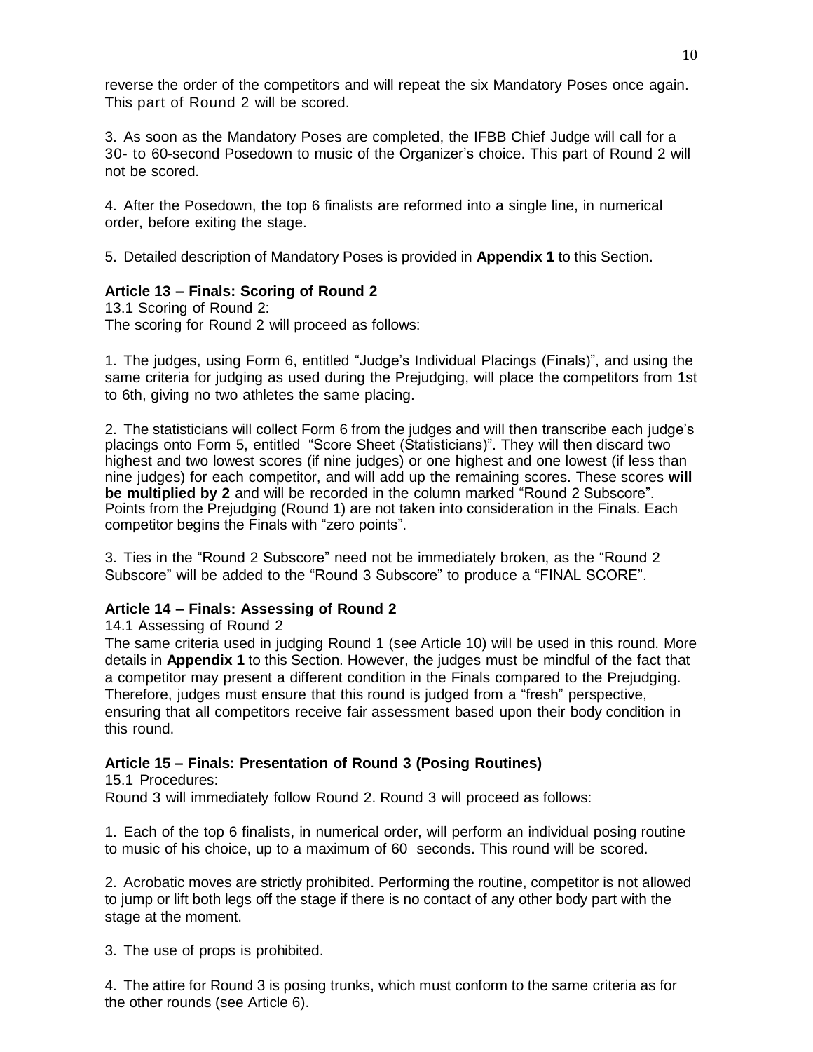reverse the order of the competitors and will repeat the six Mandatory Poses once again. This part of Round 2 will be scored.

3. As soon as the Mandatory Poses are completed, the IFBB Chief Judge will call for a 30- to 60-second Posedown to music of the Organizer's choice. This part of Round 2 will not be scored.

4. After the Posedown, the top 6 finalists are reformed into a single line, in numerical order, before exiting the stage.

5. Detailed description of Mandatory Poses is provided in **Appendix 1** to this Section.

### Article 13 – Finals: Scoring of Round 2

13.1 Scoring of Round 2:
The scoring for Round 2 will proceed as follows:

1. The judges, using Form 6, entitled "Judge's Individual Placings (Finals)", and using the same criteria for judging as used during the Prejudging, will place the competitors from 1st to 6th, giving no two athletes the same placing.

2. The statisticians will collect Form 6 from the judges and will then transcribe each judge's placings onto Form 5, entitled "Score Sheet (Statisticians)". They will then discard two highest and two lowest scores (if nine judges) or one highest and one lowest (if less than nine judges) for each competitor, and will add up the remaining scores. These scores **will be multiplied by 2** and will be recorded in the column marked "Round 2 Subscore". Points from the Prejudging (Round 1) are not taken into consideration in the Finals. Each competitor begins the Finals with "zero points".

3. Ties in the "Round 2 Subscore" need not be immediately broken, as the "Round 2 Subscore" will be added to the "Round 3 Subscore" to produce a "FINAL SCORE".

### Article 14 – Finals: Assessing of Round 2

14.1 Assessing of Round 2
The same criteria used in judging Round 1 (see Article 10) will be used in this round. More details in **Appendix 1** to this Section. However, the judges must be mindful of the fact that a competitor may present a different condition in the Finals compared to the Prejudging. Therefore, judges must ensure that this round is judged from a "fresh" perspective, ensuring that all competitors receive fair assessment based upon their body condition in this round.

### Article 15 – Finals: Presentation of Round 3 (Posing Routines)

15.1 Procedures:
Round 3 will immediately follow Round 2. Round 3 will proceed as follows:

1. Each of the top 6 finalists, in numerical order, will perform an individual posing routine to music of his choice, up to a maximum of 60 seconds. This round will be scored.

2. Acrobatic moves are strictly prohibited. Performing the routine, competitor is not allowed to jump or lift both legs off the stage if there is no contact of any other body part with the stage at the moment.

3. The use of props is prohibited.

4. The attire for Round 3 is posing trunks, which must conform to the same criteria as for the other rounds (see Article 6).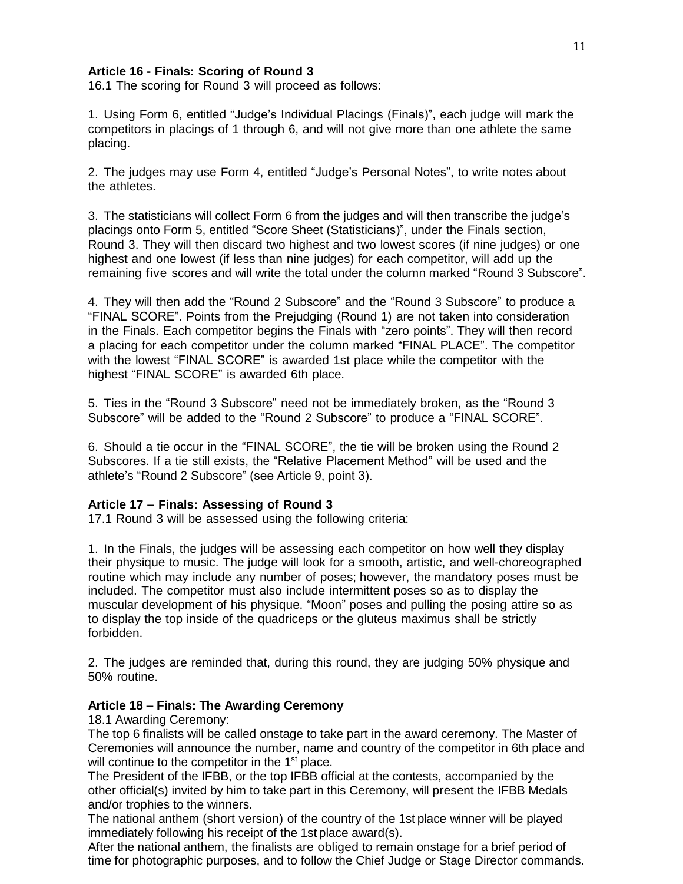**Article 16 - Finals: Scoring of Round 3**

16.1 The scoring for Round 3 will proceed as follows:

1. Using Form 6, entitled "Judge's Individual Placings (Finals)", each judge will mark the competitors in placings of 1 through 6, and will not give more than one athlete the same placing.

2. The judges may use Form 4, entitled "Judge's Personal Notes", to write notes about the athletes.

3. The statisticians will collect Form 6 from the judges and will then transcribe the judge's placings onto Form 5, entitled "Score Sheet (Statisticians)", under the Finals section, Round 3. They will then discard two highest and two lowest scores (if nine judges) or one highest and one lowest (if less than nine judges) for each competitor, will add up the remaining five scores and will write the total under the column marked "Round 3 Subscore".

4. They will then add the "Round 2 Subscore" and the "Round 3 Subscore" to produce a "FINAL SCORE". Points from the Prejudging (Round 1) are not taken into consideration in the Finals. Each competitor begins the Finals with "zero points". They will then record a placing for each competitor under the column marked "FINAL PLACE". The competitor with the lowest "FINAL SCORE" is awarded 1st place while the competitor with the highest "FINAL SCORE" is awarded 6th place.

5. Ties in the "Round 3 Subscore" need not be immediately broken, as the "Round 3 Subscore" will be added to the "Round 2 Subscore" to produce a "FINAL SCORE".

6. Should a tie occur in the "FINAL SCORE", the tie will be broken using the Round 2 Subscores. If a tie still exists, the "Relative Placement Method" will be used and the athlete's "Round 2 Subscore" (see Article 9, point 3).

**Article 17 – Finals: Assessing of Round 3**

17.1 Round 3 will be assessed using the following criteria:

1. In the Finals, the judges will be assessing each competitor on how well they display their physique to music. The judge will look for a smooth, artistic, and well-choreographed routine which may include any number of poses; however, the mandatory poses must be included. The competitor must also include intermittent poses so as to display the muscular development of his physique. "Moon" poses and pulling the posing attire so as to display the top inside of the quadriceps or the gluteus maximus shall be strictly forbidden.

2. The judges are reminded that, during this round, they are judging 50% physique and 50% routine.

**Article 18 – Finals: The Awarding Ceremony**

18.1 Awarding Ceremony:

The top 6 finalists will be called onstage to take part in the award ceremony. The Master of Ceremonies will announce the number, name and country of the competitor in 6th place and will continue to the competitor in the 1st place.

The President of the IFBB, or the top IFBB official at the contests, accompanied by the other official(s) invited by him to take part in this Ceremony, will present the IFBB Medals and/or trophies to the winners.

The national anthem (short version) of the country of the 1st place winner will be played immediately following his receipt of the 1st place award(s).

After the national anthem, the finalists are obliged to remain onstage for a brief period of time for photographic purposes, and to follow the Chief Judge or Stage Director commands.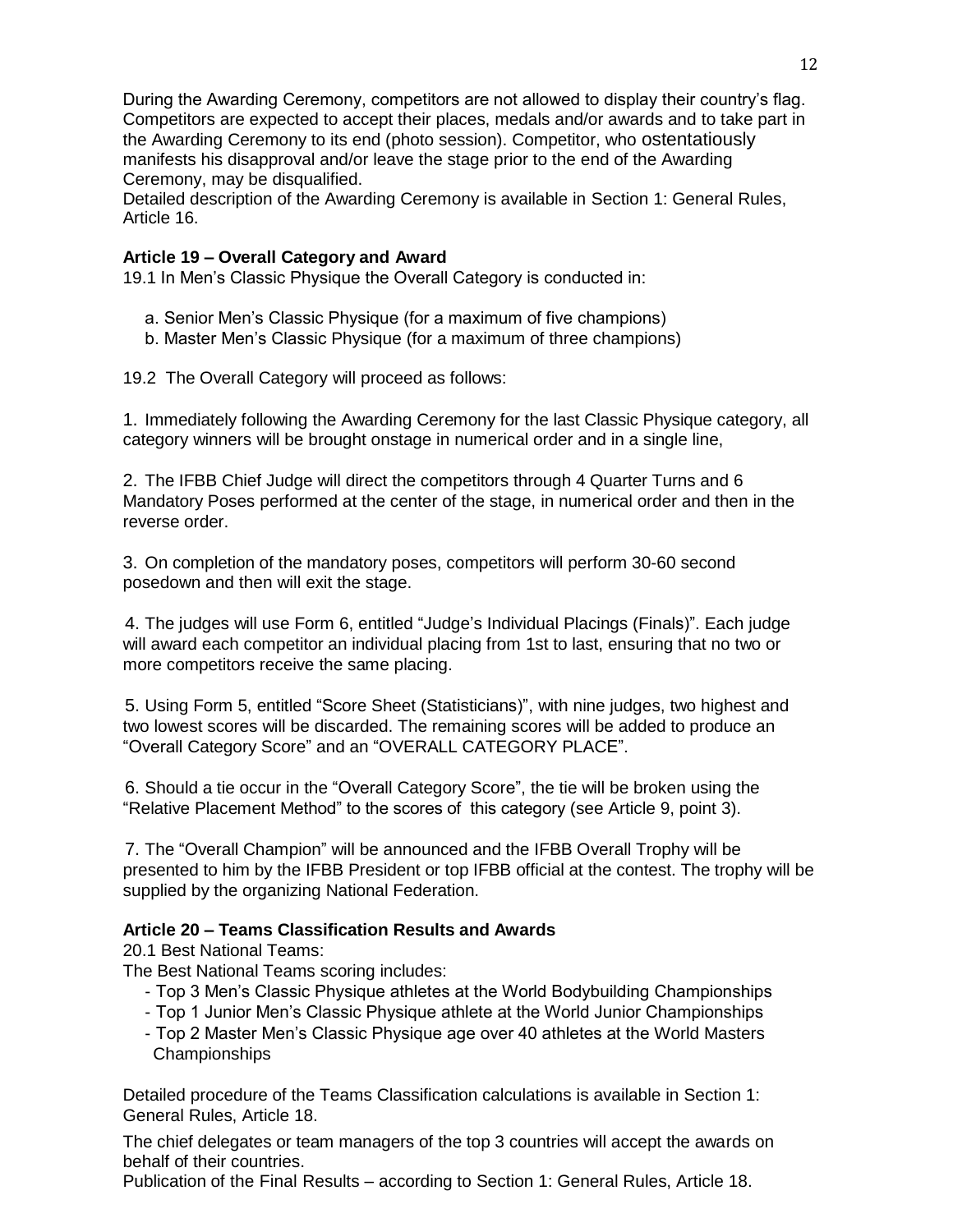During the Awarding Ceremony, competitors are not allowed to display their country's flag. Competitors are expected to accept their places, medals and/or awards and to take part in the Awarding Ceremony to its end (photo session). Competitor, who ostentatiously manifests his disapproval and/or leave the stage prior to the end of the Awarding Ceremony, may be disqualified.
Detailed description of the Awarding Ceremony is available in Section 1: General Rules, Article 16.

### Article 19 – Overall Category and Award

19.1 In Men's Classic Physique the Overall Category is conducted in:

a. Senior Men's Classic Physique (for a maximum of five champions)
b. Master Men's Classic Physique (for a maximum of three champions)

19.2 The Overall Category will proceed as follows:

1. Immediately following the Awarding Ceremony for the last Classic Physique category, all category winners will be brought onstage in numerical order and in a single line,

2. The IFBB Chief Judge will direct the competitors through 4 Quarter Turns and 6 Mandatory Poses performed at the center of the stage, in numerical order and then in the reverse order.

3. On completion of the mandatory poses, competitors will perform 30-60 second posedown and then will exit the stage.

4. The judges will use Form 6, entitled "Judge's Individual Placings (Finals)". Each judge will award each competitor an individual placing from 1st to last, ensuring that no two or more competitors receive the same placing.

5. Using Form 5, entitled "Score Sheet (Statisticians)", with nine judges, two highest and two lowest scores will be discarded. The remaining scores will be added to produce an "Overall Category Score" and an "OVERALL CATEGORY PLACE".

6. Should a tie occur in the "Overall Category Score", the tie will be broken using the "Relative Placement Method" to the scores of this category (see Article 9, point 3).

7. The "Overall Champion" will be announced and the IFBB Overall Trophy will be presented to him by the IFBB President or top IFBB official at the contest. The trophy will be supplied by the organizing National Federation.

### Article 20 – Teams Classification Results and Awards

20.1 Best National Teams:
The Best National Teams scoring includes:

- Top 3 Men's Classic Physique athletes at the World Bodybuilding Championships
- Top 1 Junior Men's Classic Physique athlete at the World Junior Championships
- Top 2 Master Men's Classic Physique age over 40 athletes at the World Masters Championships

Detailed procedure of the Teams Classification calculations is available in Section 1: General Rules, Article 18.

The chief delegates or team managers of the top 3 countries will accept the awards on behalf of their countries.
Publication of the Final Results – according to Section 1: General Rules, Article 18.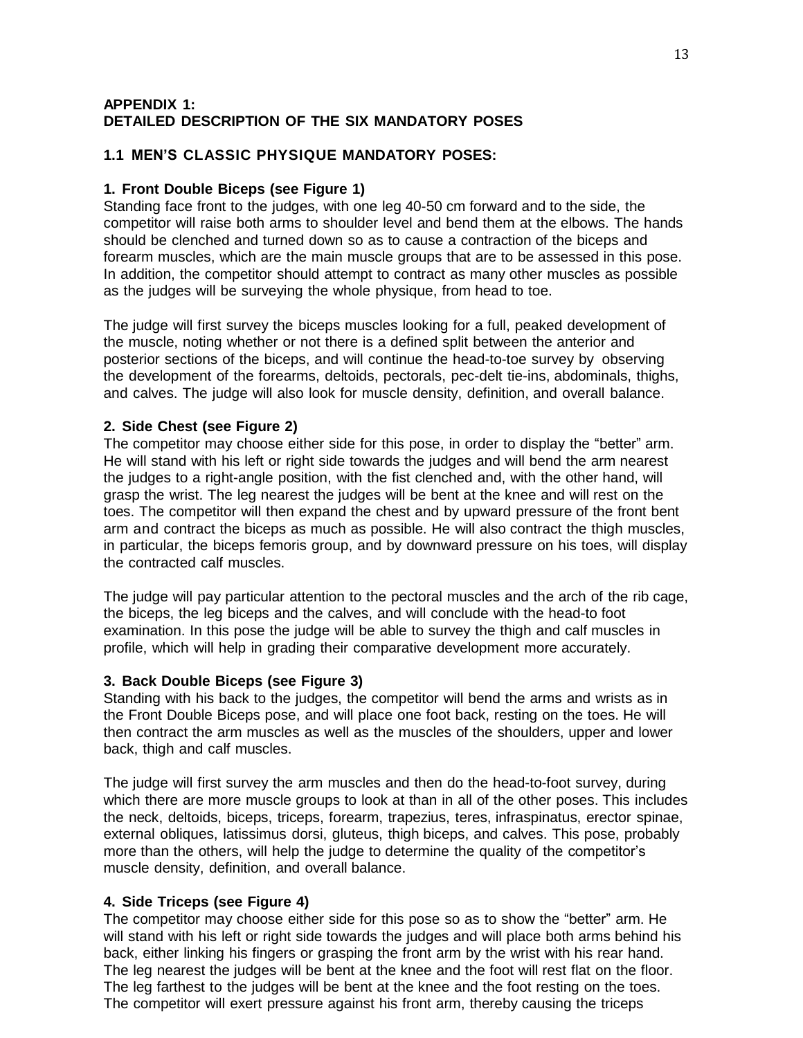## APPENDIX 1:
## DETAILED DESCRIPTION OF THE SIX MANDATORY POSES

### 1.1 MEN'S CLASSIC PHYSIQUE MANDATORY POSES:

#### 1. Front Double Biceps (see Figure 1)

Standing face front to the judges, with one leg 40-50 cm forward and to the side, the competitor will raise both arms to shoulder level and bend them at the elbows. The hands should be clenched and turned down so as to cause a contraction of the biceps and forearm muscles, which are the main muscle groups that are to be assessed in this pose. In addition, the competitor should attempt to contract as many other muscles as possible as the judges will be surveying the whole physique, from head to toe.

The judge will first survey the biceps muscles looking for a full, peaked development of the muscle, noting whether or not there is a defined split between the anterior and posterior sections of the biceps, and will continue the head-to-toe survey by observing the development of the forearms, deltoids, pectorals, pec-delt tie-ins, abdominals, thighs, and calves. The judge will also look for muscle density, definition, and overall balance.

#### 2. Side Chest (see Figure 2)

The competitor may choose either side for this pose, in order to display the "better" arm. He will stand with his left or right side towards the judges and will bend the arm nearest the judges to a right-angle position, with the fist clenched and, with the other hand, will grasp the wrist. The leg nearest the judges will be bent at the knee and will rest on the toes. The competitor will then expand the chest and by upward pressure of the front bent arm and contract the biceps as much as possible. He will also contract the thigh muscles, in particular, the biceps femoris group, and by downward pressure on his toes, will display the contracted calf muscles.

The judge will pay particular attention to the pectoral muscles and the arch of the rib cage, the biceps, the leg biceps and the calves, and will conclude with the head-to foot examination. In this pose the judge will be able to survey the thigh and calf muscles in profile, which will help in grading their comparative development more accurately.

#### 3. Back Double Biceps (see Figure 3)

Standing with his back to the judges, the competitor will bend the arms and wrists as in the Front Double Biceps pose, and will place one foot back, resting on the toes. He will then contract the arm muscles as well as the muscles of the shoulders, upper and lower back, thigh and calf muscles.

The judge will first survey the arm muscles and then do the head-to-foot survey, during which there are more muscle groups to look at than in all of the other poses. This includes the neck, deltoids, biceps, triceps, forearm, trapezius, teres, infraspinatus, erector spinae, external obliques, latissimus dorsi, gluteus, thigh biceps, and calves. This pose, probably more than the others, will help the judge to determine the quality of the competitor's muscle density, definition, and overall balance.

#### 4. Side Triceps (see Figure 4)

The competitor may choose either side for this pose so as to show the "better" arm. He will stand with his left or right side towards the judges and will place both arms behind his back, either linking his fingers or grasping the front arm by the wrist with his rear hand. The leg nearest the judges will be bent at the knee and the foot will rest flat on the floor. The leg farthest to the judges will be bent at the knee and the foot resting on the toes. The competitor will exert pressure against his front arm, thereby causing the triceps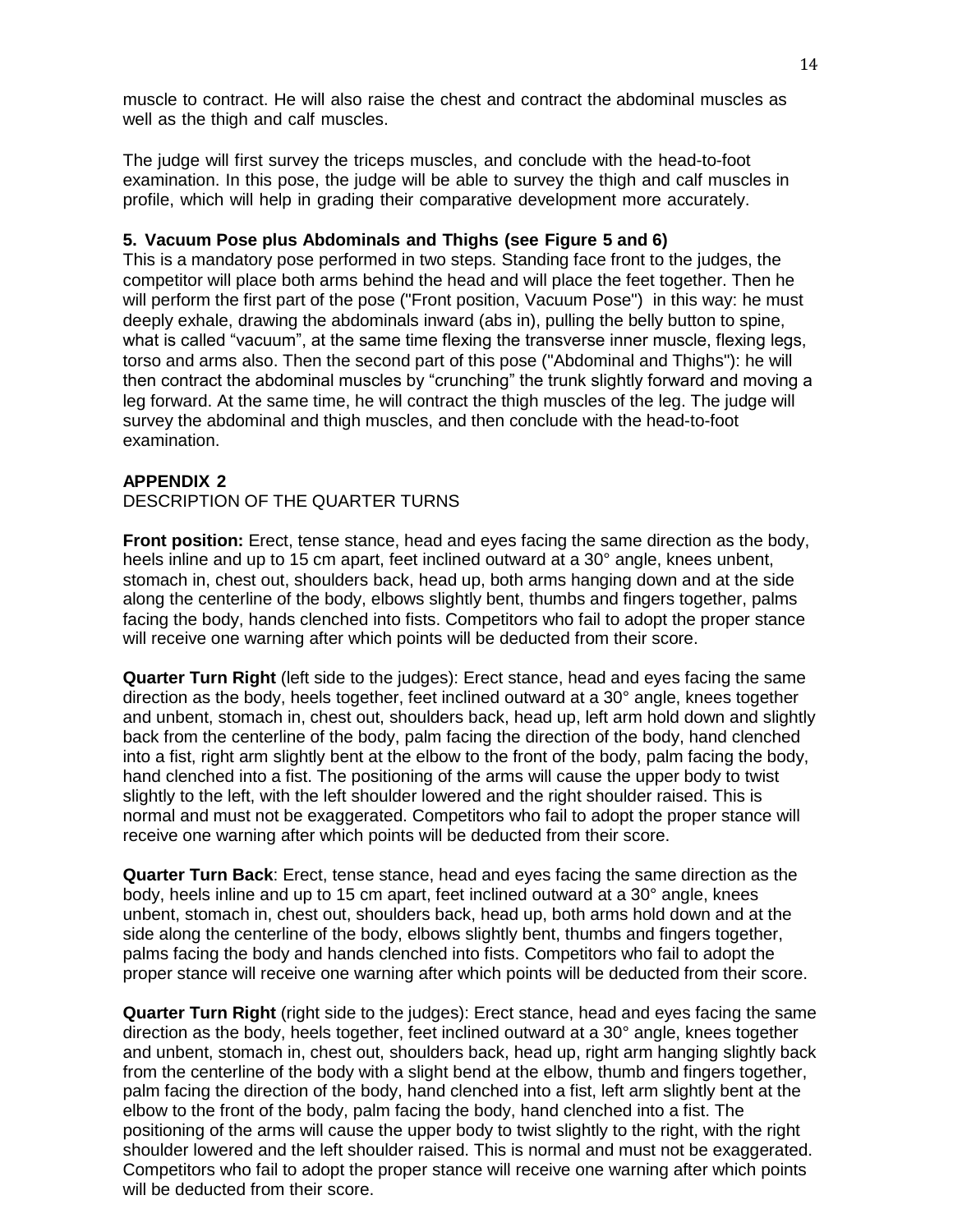muscle to contract. He will also raise the chest and contract the abdominal muscles as well as the thigh and calf muscles.

The judge will first survey the triceps muscles, and conclude with the head-to-foot examination. In this pose, the judge will be able to survey the thigh and calf muscles in profile, which will help in grading their comparative development more accurately.

**5. Vacuum Pose plus Abdominals and Thighs (see Figure 5 and 6)**

This is a mandatory pose performed in two steps. Standing face front to the judges, the competitor will place both arms behind the head and will place the feet together. Then he will perform the first part of the pose ("Front position, Vacuum Pose") in this way: he must deeply exhale, drawing the abdominals inward (abs in), pulling the belly button to spine, what is called "vacuum", at the same time flexing the transverse inner muscle, flexing legs, torso and arms also. Then the second part of this pose ("Abdominal and Thighs"): he will then contract the abdominal muscles by "crunching" the trunk slightly forward and moving a leg forward. At the same time, he will contract the thigh muscles of the leg. The judge will survey the abdominal and thigh muscles, and then conclude with the head-to-foot examination.

**APPENDIX 2**

DESCRIPTION OF THE QUARTER TURNS

**Front position:** Erect, tense stance, head and eyes facing the same direction as the body, heels inline and up to 15 cm apart, feet inclined outward at a 30° angle, knees unbent, stomach in, chest out, shoulders back, head up, both arms hanging down and at the side along the centerline of the body, elbows slightly bent, thumbs and fingers together, palms facing the body, hands clenched into fists. Competitors who fail to adopt the proper stance will receive one warning after which points will be deducted from their score.

**Quarter Turn Right** (left side to the judges): Erect stance, head and eyes facing the same direction as the body, heels together, feet inclined outward at a 30° angle, knees together and unbent, stomach in, chest out, shoulders back, head up, left arm hold down and slightly back from the centerline of the body, palm facing the direction of the body, hand clenched into a fist, right arm slightly bent at the elbow to the front of the body, palm facing the body, hand clenched into a fist. The positioning of the arms will cause the upper body to twist slightly to the left, with the left shoulder lowered and the right shoulder raised. This is normal and must not be exaggerated. Competitors who fail to adopt the proper stance will receive one warning after which points will be deducted from their score.

**Quarter Turn Back**: Erect, tense stance, head and eyes facing the same direction as the body, heels inline and up to 15 cm apart, feet inclined outward at a 30° angle, knees unbent, stomach in, chest out, shoulders back, head up, both arms hold down and at the side along the centerline of the body, elbows slightly bent, thumbs and fingers together, palms facing the body and hands clenched into fists. Competitors who fail to adopt the proper stance will receive one warning after which points will be deducted from their score.

**Quarter Turn Right** (right side to the judges): Erect stance, head and eyes facing the same direction as the body, heels together, feet inclined outward at a 30° angle, knees together and unbent, stomach in, chest out, shoulders back, head up, right arm hanging slightly back from the centerline of the body with a slight bend at the elbow, thumb and fingers together, palm facing the direction of the body, hand clenched into a fist, left arm slightly bent at the elbow to the front of the body, palm facing the body, hand clenched into a fist. The positioning of the arms will cause the upper body to twist slightly to the right, with the right shoulder lowered and the left shoulder raised. This is normal and must not be exaggerated. Competitors who fail to adopt the proper stance will receive one warning after which points will be deducted from their score.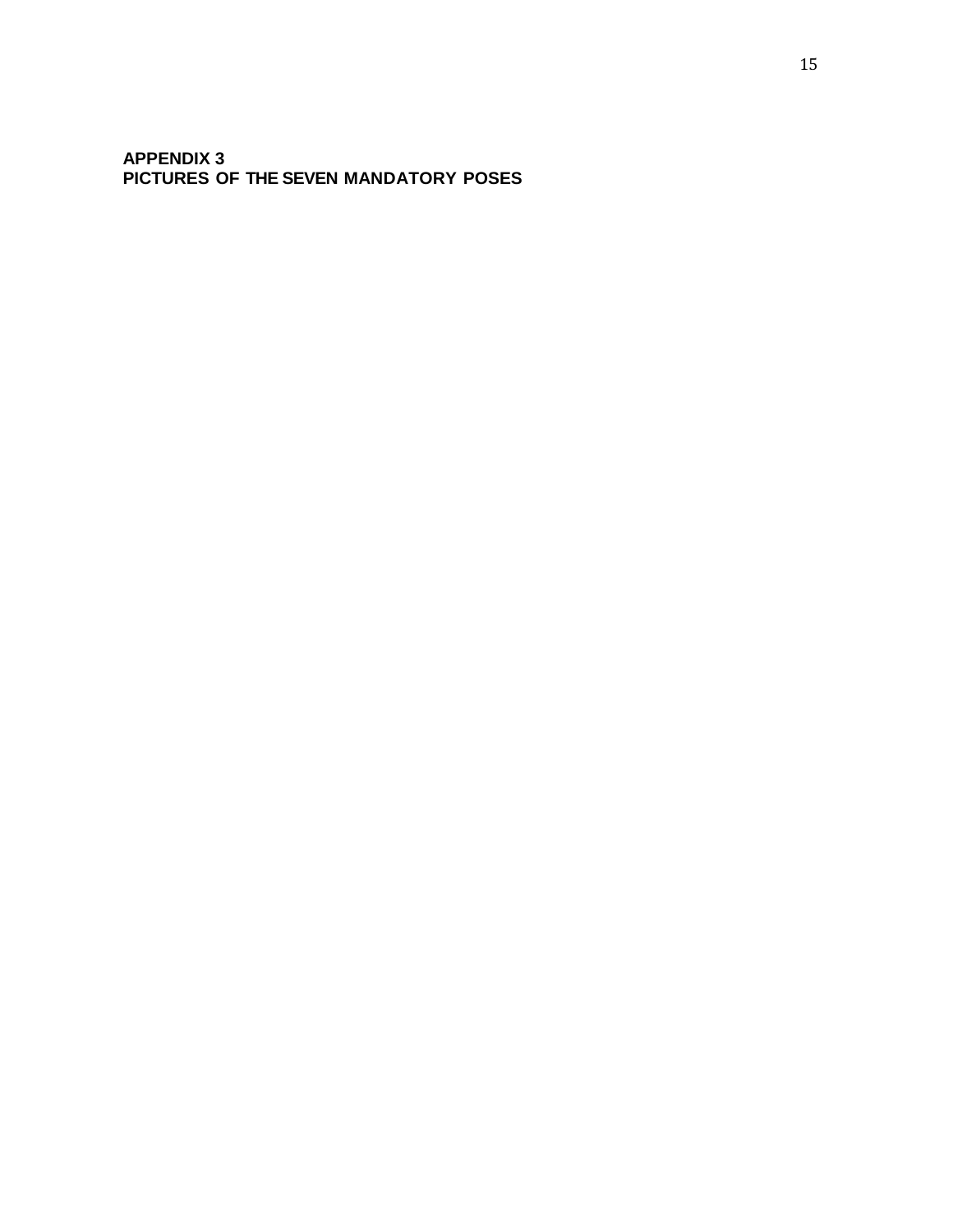**APPENDIX 3**
**PICTURES OF THE SEVEN MANDATORY POSES**